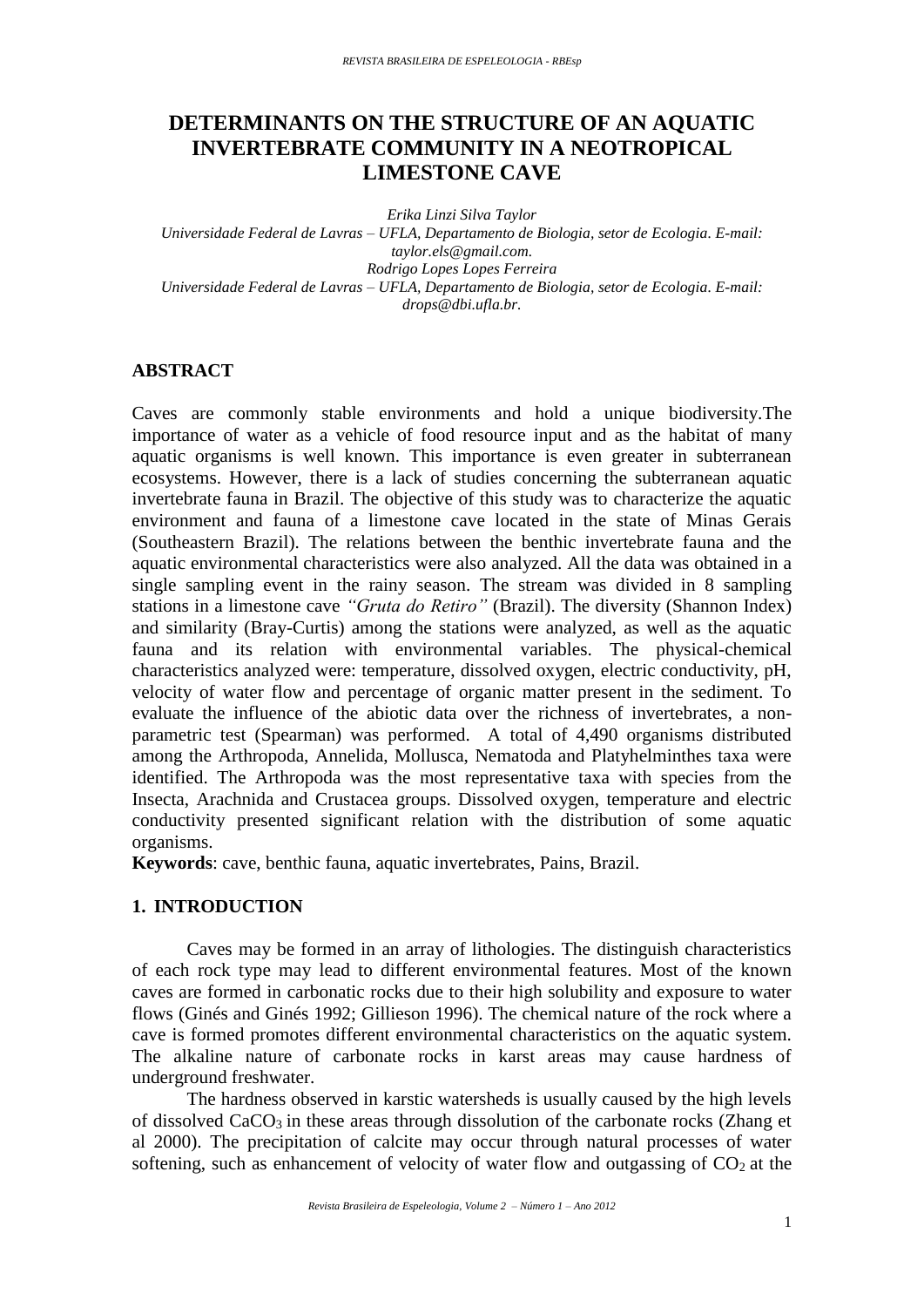# DETERMINANTS ON THE STRUCTURE OF AN AQUATIC INVERTEBRATE COMMUNITY IN A NEOTROPICAL LIMESTONE CAVE

*Erika Linzi Silva Taylor*
*Universidade Federal de Lavras – UFLA, Departamento de Biologia, setor de Ecologia. E-mail: taylor.els@gmail.com.*
*Rodrigo Lopes Lopes Ferreira*
*Universidade Federal de Lavras – UFLA, Departamento de Biologia, setor de Ecologia. E-mail: drops@dbi.ufla.br.*

## ABSTRACT

Caves are commonly stable environments and hold a unique biodiversity.The importance of water as a vehicle of food resource input and as the habitat of many aquatic organisms is well known. This importance is even greater in subterranean ecosystems. However, there is a lack of studies concerning the subterranean aquatic invertebrate fauna in Brazil. The objective of this study was to characterize the aquatic environment and fauna of a limestone cave located in the state of Minas Gerais (Southeastern Brazil). The relations between the benthic invertebrate fauna and the aquatic environmental characteristics were also analyzed. All the data was obtained in a single sampling event in the rainy season. The stream was divided in 8 sampling stations in a limestone cave *"Gruta do Retiro"* (Brazil). The diversity (Shannon Index) and similarity (Bray-Curtis) among the stations were analyzed, as well as the aquatic fauna and its relation with environmental variables. The physical-chemical characteristics analyzed were: temperature, dissolved oxygen, electric conductivity, pH, velocity of water flow and percentage of organic matter present in the sediment. To evaluate the influence of the abiotic data over the richness of invertebrates, a non-parametric test (Spearman) was performed. A total of 4,490 organisms distributed among the Arthropoda, Annelida, Mollusca, Nematoda and Platyhelminthes taxa were identified. The Arthropoda was the most representative taxa with species from the Insecta, Arachnida and Crustacea groups. Dissolved oxygen, temperature and electric conductivity presented significant relation with the distribution of some aquatic organisms.

**Keywords**: cave, benthic fauna, aquatic invertebrates, Pains, Brazil.

## 1. INTRODUCTION

Caves may be formed in an array of lithologies. The distinguish characteristics of each rock type may lead to different environmental features. Most of the known caves are formed in carbonatic rocks due to their high solubility and exposure to water flows (Ginés and Ginés 1992; Gillieson 1996). The chemical nature of the rock where a cave is formed promotes different environmental characteristics on the aquatic system. The alkaline nature of carbonate rocks in karst areas may cause hardness of underground freshwater.

The hardness observed in karstic watersheds is usually caused by the high levels of dissolved $CaCO_3$ in these areas through dissolution of the carbonate rocks (Zhang et al 2000). The precipitation of calcite may occur through natural processes of water softening, such as enhancement of velocity of water flow and outgassing of $CO_2$ at the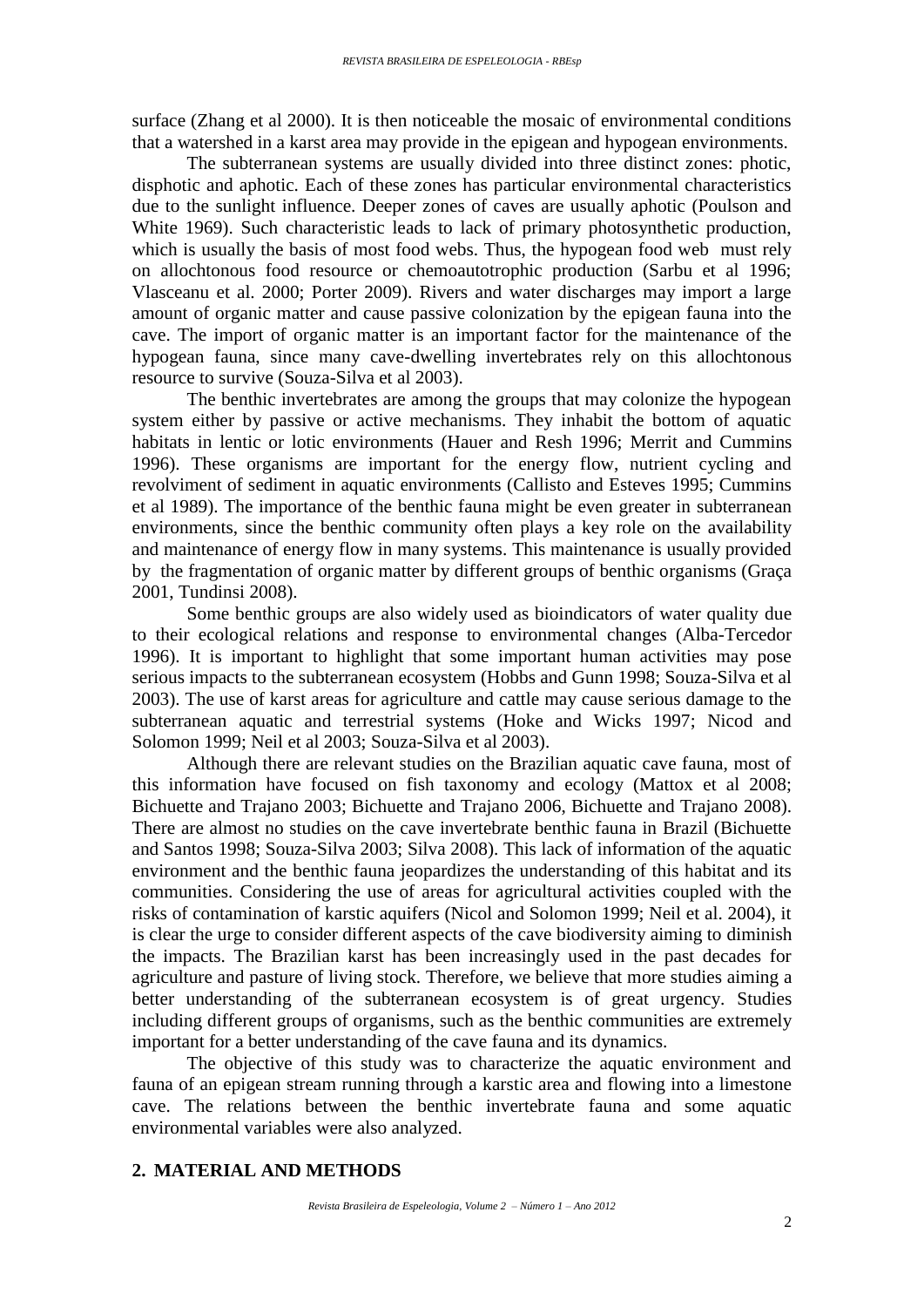surface (Zhang et al 2000). It is then noticeable the mosaic of environmental conditions that a watershed in a karst area may provide in the epigean and hypogean environments.

The subterranean systems are usually divided into three distinct zones: photic, disphotic and aphotic. Each of these zones has particular environmental characteristics due to the sunlight influence. Deeper zones of caves are usually aphotic (Poulson and White 1969). Such characteristic leads to lack of primary photosynthetic production, which is usually the basis of most food webs. Thus, the hypogean food web must rely on allochtonous food resource or chemoautotrophic production (Sarbu et al 1996; Vlasceanu et al. 2000; Porter 2009). Rivers and water discharges may import a large amount of organic matter and cause passive colonization by the epigean fauna into the cave. The import of organic matter is an important factor for the maintenance of the hypogean fauna, since many cave-dwelling invertebrates rely on this allochtonous resource to survive (Souza-Silva et al 2003).

The benthic invertebrates are among the groups that may colonize the hypogean system either by passive or active mechanisms. They inhabit the bottom of aquatic habitats in lentic or lotic environments (Hauer and Resh 1996; Merrit and Cummins 1996). These organisms are important for the energy flow, nutrient cycling and revolviment of sediment in aquatic environments (Callisto and Esteves 1995; Cummins et al 1989). The importance of the benthic fauna might be even greater in subterranean environments, since the benthic community often plays a key role on the availability and maintenance of energy flow in many systems. This maintenance is usually provided by the fragmentation of organic matter by different groups of benthic organisms (Graça 2001, Tundinsi 2008).

Some benthic groups are also widely used as bioindicators of water quality due to their ecological relations and response to environmental changes (Alba-Tercedor 1996). It is important to highlight that some important human activities may pose serious impacts to the subterranean ecosystem (Hobbs and Gunn 1998; Souza-Silva et al 2003). The use of karst areas for agriculture and cattle may cause serious damage to the subterranean aquatic and terrestrial systems (Hoke and Wicks 1997; Nicod and Solomon 1999; Neil et al 2003; Souza-Silva et al 2003).

Although there are relevant studies on the Brazilian aquatic cave fauna, most of this information have focused on fish taxonomy and ecology (Mattox et al 2008; Bichuette and Trajano 2003; Bichuette and Trajano 2006, Bichuette and Trajano 2008). There are almost no studies on the cave invertebrate benthic fauna in Brazil (Bichuette and Santos 1998; Souza-Silva 2003; Silva 2008). This lack of information of the aquatic environment and the benthic fauna jeopardizes the understanding of this habitat and its communities. Considering the use of areas for agricultural activities coupled with the risks of contamination of karstic aquifers (Nicol and Solomon 1999; Neil et al. 2004), it is clear the urge to consider different aspects of the cave biodiversity aiming to diminish the impacts. The Brazilian karst has been increasingly used in the past decades for agriculture and pasture of living stock. Therefore, we believe that more studies aiming a better understanding of the subterranean ecosystem is of great urgency. Studies including different groups of organisms, such as the benthic communities are extremely important for a better understanding of the cave fauna and its dynamics.

The objective of this study was to characterize the aquatic environment and fauna of an epigean stream running through a karstic area and flowing into a limestone cave. The relations between the benthic invertebrate fauna and some aquatic environmental variables were also analyzed.

## 2. MATERIAL AND METHODS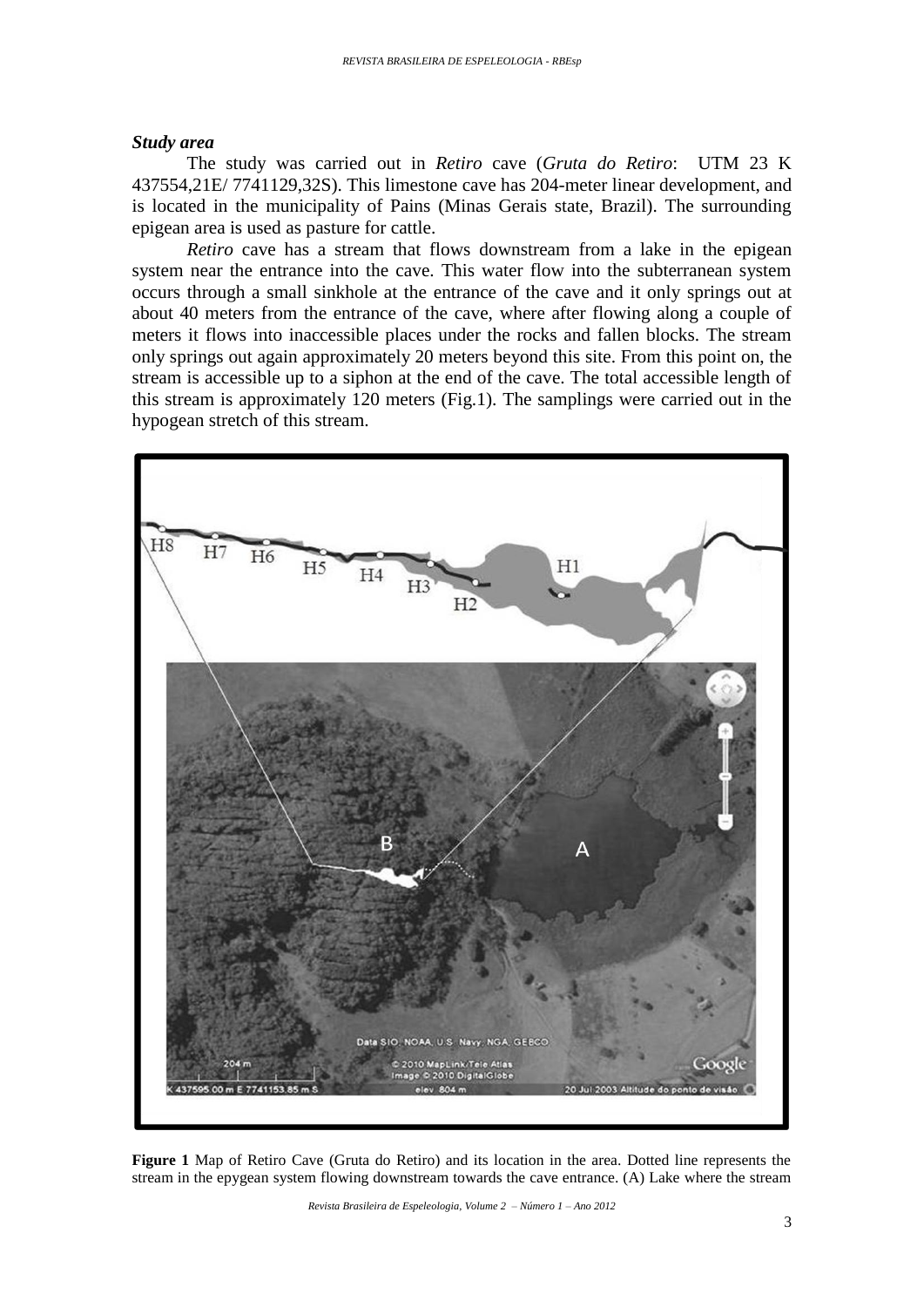### *Study area*

The study was carried out in *Retiro* cave (*Gruta do Retiro*: UTM 23 K 437554,21E/ 7741129,32S). This limestone cave has 204-meter linear development, and is located in the municipality of Pains (Minas Gerais state, Brazil). The surrounding epigean area is used as pasture for cattle.

*Retiro* cave has a stream that flows downstream from a lake in the epigean system near the entrance into the cave. This water flow into the subterranean system occurs through a small sinkhole at the entrance of the cave and it only springs out at about 40 meters from the entrance of the cave, where after flowing along a couple of meters it flows into inaccessible places under the rocks and fallen blocks. The stream only springs out again approximately 20 meters beyond this site. From this point on, the stream is accessible up to a siphon at the end of the cave. The total accessible length of this stream is approximately 120 meters (Fig.1). The samplings were carried out in the hypogean stretch of this stream.

**Figure 1** Map of Retiro Cave (Gruta do Retiro) and its location in the area. Dotted line represents the stream in the epygean system flowing downstream towards the cave entrance. (A) Lake where the stream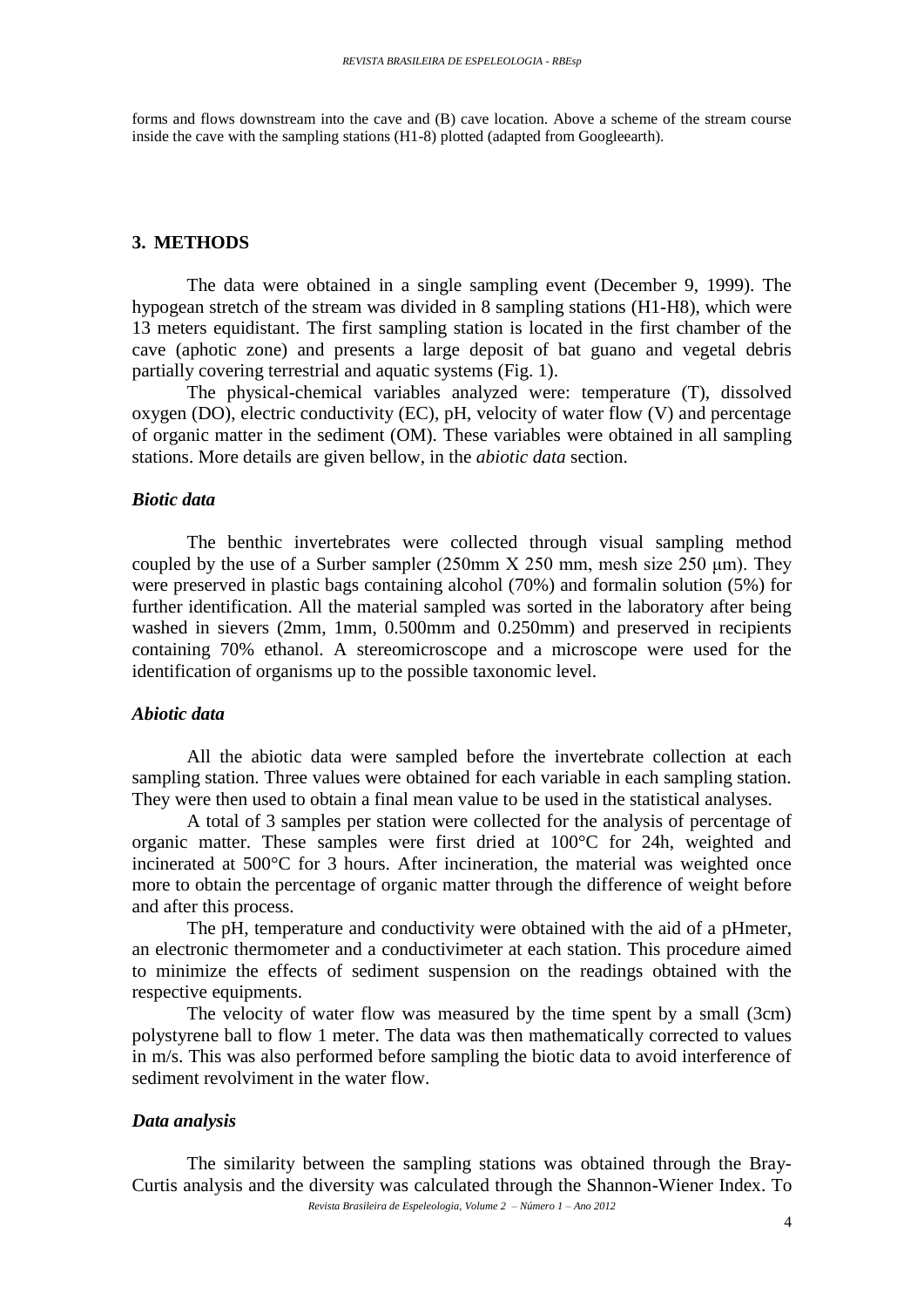forms and flows downstream into the cave and (B) cave location. Above a scheme of the stream course inside the cave with the sampling stations (H1-8) plotted (adapted from Googleearth).

## 3. METHODS

The data were obtained in a single sampling event (December 9, 1999). The hypogean stretch of the stream was divided in 8 sampling stations (H1-H8), which were 13 meters equidistant. The first sampling station is located in the first chamber of the cave (aphotic zone) and presents a large deposit of bat guano and vegetal debris partially covering terrestrial and aquatic systems (Fig. 1).

The physical-chemical variables analyzed were: temperature (T), dissolved oxygen (DO), electric conductivity (EC), pH, velocity of water flow (V) and percentage of organic matter in the sediment (OM). These variables were obtained in all sampling stations. More details are given bellow, in the *abiotic data* section.

### *Biotic data*

The benthic invertebrates were collected through visual sampling method coupled by the use of a Surber sampler (250mm X 250 mm, mesh size 250 μm). They were preserved in plastic bags containing alcohol (70%) and formalin solution (5%) for further identification. All the material sampled was sorted in the laboratory after being washed in sievers (2mm, 1mm, 0.500mm and 0.250mm) and preserved in recipients containing 70% ethanol. A stereomicroscope and a microscope were used for the identification of organisms up to the possible taxonomic level.

### *Abiotic data*

All the abiotic data were sampled before the invertebrate collection at each sampling station. Three values were obtained for each variable in each sampling station. They were then used to obtain a final mean value to be used in the statistical analyses.

A total of 3 samples per station were collected for the analysis of percentage of organic matter. These samples were first dried at 100°C for 24h, weighted and incinerated at 500°C for 3 hours. After incineration, the material was weighted once more to obtain the percentage of organic matter through the difference of weight before and after this process.

The pH, temperature and conductivity were obtained with the aid of a pHmeter, an electronic thermometer and a conductivimeter at each station. This procedure aimed to minimize the effects of sediment suspension on the readings obtained with the respective equipments.

The velocity of water flow was measured by the time spent by a small (3cm) polystyrene ball to flow 1 meter. The data was then mathematically corrected to values in m/s. This was also performed before sampling the biotic data to avoid interference of sediment revolviment in the water flow.

### *Data analysis*

The similarity between the sampling stations was obtained through the Bray-Curtis analysis and the diversity was calculated through the Shannon-Wiener Index. To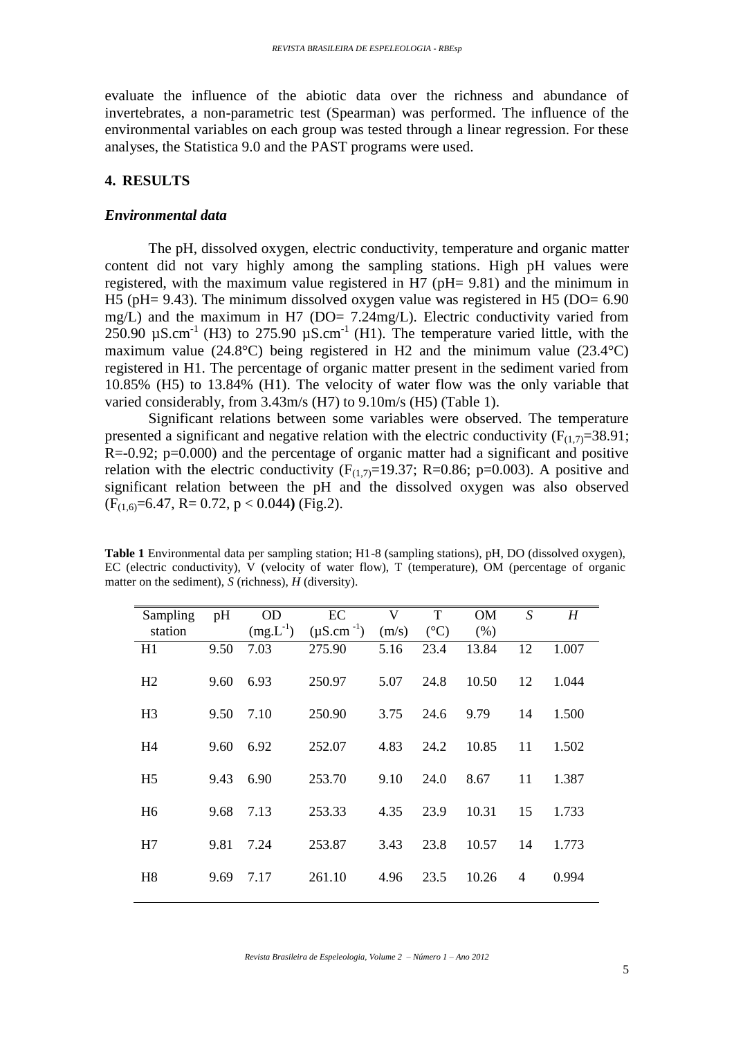evaluate the influence of the abiotic data over the richness and abundance of invertebrates, a non-parametric test (Spearman) was performed. The influence of the environmental variables on each group was tested through a linear regression. For these analyses, the Statistica 9.0 and the PAST programs were used.

## 4. RESULTS

### *Environmental data*

The pH, dissolved oxygen, electric conductivity, temperature and organic matter content did not vary highly among the sampling stations. High pH values were registered, with the maximum value registered in H7 (pH= 9.81) and the minimum in H5 (pH= 9.43). The minimum dissolved oxygen value was registered in H5 (DO= 6.90 mg/L) and the maximum in H7 (DO= 7.24mg/L). Electric conductivity varied from 250.90 $\mu S.cm^{-1}$ (H3) to 275.90 $\mu S.cm^{-1}$ (H1). The temperature varied little, with the maximum value (24.8°C) being registered in H2 and the minimum value (23.4°C) registered in H1. The percentage of organic matter present in the sediment varied from 10.85% (H5) to 13.84% (H1). The velocity of water flow was the only variable that varied considerably, from 3.43m/s (H7) to 9.10m/s (H5) (Table 1).

Significant relations between some variables were observed. The temperature presented a significant and negative relation with the electric conductivity ($F_{(1,7)}$=38.91; R=-0.92; p=0.000) and the percentage of organic matter had a significant and positive relation with the electric conductivity ($F_{(1,7)}$=19.37; R=0.86; p=0.003). A positive and significant relation between the pH and the dissolved oxygen was also observed ($F_{(1,6)}$=6.47, R= 0.72, $p < 0.044$**)** (Fig.2).

**Table 1** Environmental data per sampling station; H1-8 (sampling stations), pH, DO (dissolved oxygen), EC (electric conductivity), V (velocity of water flow), T (temperature), OM (percentage of organic matter on the sediment), *S* (richness), *H* (diversity).

| Sampling station | pH | OD ($mg.L^{-1}$) | EC ($\mu S.cm^{-1}$) | V (m/s) | T (°C) | OM (%) | *S* | *H* |
|---|---|---|---|---|---|---|---|---|
| H1 | 9.50 | 7.03 | 275.90 | 5.16 | 23.4 | 13.84 | 12 | 1.007 |
| H2 | 9.60 | 6.93 | 250.97 | 5.07 | 24.8 | 10.50 | 12 | 1.044 |
| H3 | 9.50 | 7.10 | 250.90 | 3.75 | 24.6 | 9.79 | 14 | 1.500 |
| H4 | 9.60 | 6.92 | 252.07 | 4.83 | 24.2 | 10.85 | 11 | 1.502 |
| H5 | 9.43 | 6.90 | 253.70 | 9.10 | 24.0 | 8.67 | 11 | 1.387 |
| H6 | 9.68 | 7.13 | 253.33 | 4.35 | 23.9 | 10.31 | 15 | 1.733 |
| H7 | 9.81 | 7.24 | 253.87 | 3.43 | 23.8 | 10.57 | 14 | 1.773 |
| H8 | 9.69 | 7.17 | 261.10 | 4.96 | 23.5 | 10.26 | 4 | 0.994 |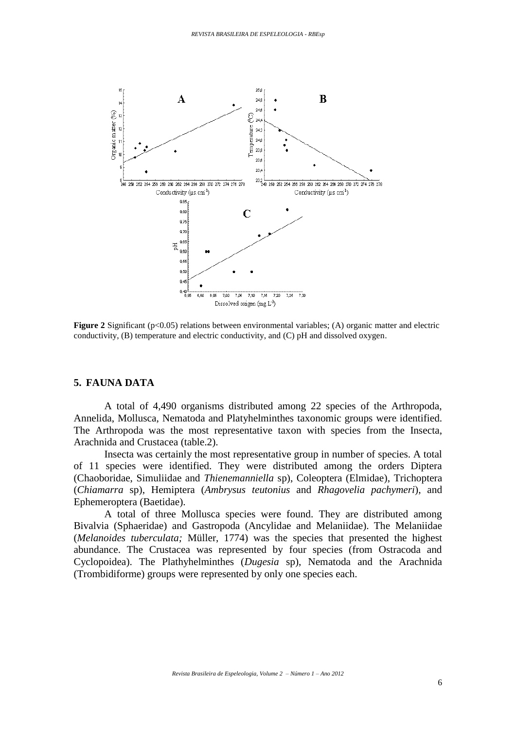**Figure 2** Significant ($p<0.05$) relations between environmental variables; (A) organic matter and electric conductivity, (B) temperature and electric conductivity, and (C) pH and dissolved oxygen.

## 5. FAUNA DATA

A total of 4,490 organisms distributed among 22 species of the Arthropoda, Annelida, Mollusca, Nematoda and Platyhelminthes taxonomic groups were identified. The Arthropoda was the most representative taxon with species from the Insecta, Arachnida and Crustacea (table.2).

Insecta was certainly the most representative group in number of species. A total of 11 species were identified. They were distributed among the orders Diptera (Chaoboridae, Simuliidae and *Thienemanniella* sp), Coleoptera (Elmidae), Trichoptera (*Chiamarra* sp), Hemiptera (*Ambrysus teutonius* and *Rhagovelia pachymeri*), and Ephemeroptera (Baetidae).

A total of three Mollusca species were found. They are distributed among Bivalvia (Sphaeridae) and Gastropoda (Ancylidae and Melaniidae). The Melaniidae (*Melanoides tuberculata;* Müller, 1774) was the species that presented the highest abundance. The Crustacea was represented by four species (from Ostracoda and Cyclopoidea). The Plathyhelminthes (*Dugesia* sp), Nematoda and the Arachnida (Trombidiforme) groups were represented by only one species each.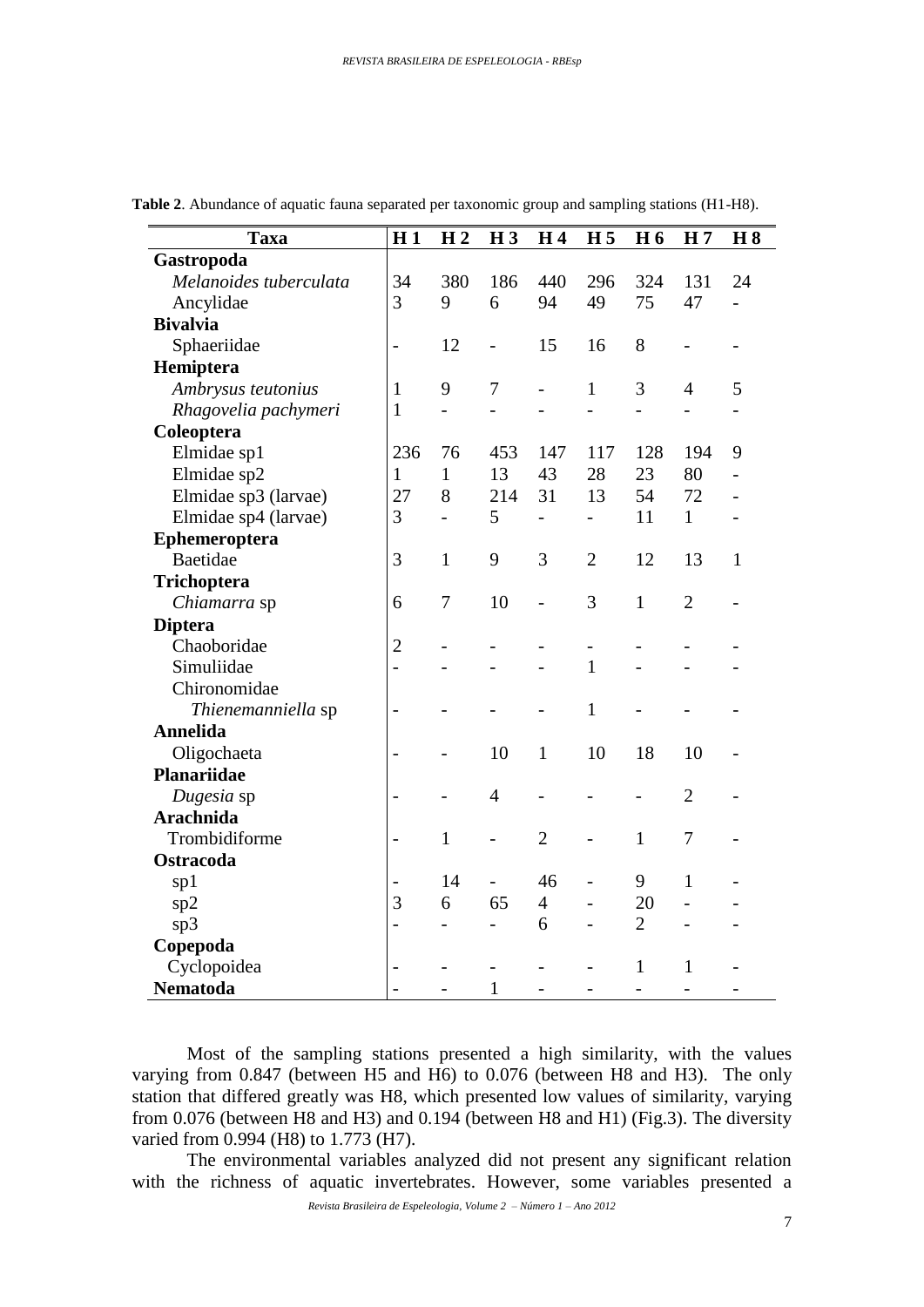**Table 2**. Abundance of aquatic fauna separated per taxonomic group and sampling stations (H1-H8).

| Taxa | H 1 | H 2 | H 3 | H 4 | H 5 | H 6 | H 7 | H 8 |
|---|---|---|---|---|---|---|---|---|
| **Gastropoda** | | | | | | | | |
| *Melanoides tuberculata* | 34 | 380 | 186 | 440 | 296 | 324 | 131 | 24 |
| Ancylidae | 3 | 9 | 6 | 94 | 49 | 75 | 47 | - |
| **Bivalvia** | | | | | | | | |
| Sphaeriidae | - | 12 | - | 15 | 16 | 8 | - | - |
| **Hemiptera** | | | | | | | | |
| *Ambrysus teutonius* | 1 | 9 | 7 | - | 1 | 3 | 4 | 5 |
| *Rhagovelia pachymeri* | 1 | - | - | - | - | - | - | - |
| **Coleoptera** | | | | | | | | |
| Elmidae sp1 | 236 | 76 | 453 | 147 | 117 | 128 | 194 | 9 |
| Elmidae sp2 | 1 | 1 | 13 | 43 | 28 | 23 | 80 | - |
| Elmidae sp3 (larvae) | 27 | 8 | 214 | 31 | 13 | 54 | 72 | - |
| Elmidae sp4 (larvae) | 3 | - | 5 | - | - | 11 | 1 | - |
| **Ephemeroptera** | | | | | | | | |
| Baetidae | 3 | 1 | 9 | 3 | 2 | 12 | 13 | 1 |
| **Trichoptera** | | | | | | | | |
| *Chiamarra* sp | 6 | 7 | 10 | - | 3 | 1 | 2 | - |
| **Diptera** | | | | | | | | |
| Chaoboridae | 2 | - | - | - | - | - | - | - |
| Simuliidae | - | - | - | - | 1 | - | - | - |
| Chironomidae | | | | | | | | |
| *Thienemanniella* sp | - | - | - | - | 1 | - | - | - |
| **Annelida** | | | | | | | | |
| Oligochaeta | - | - | 10 | 1 | 10 | 18 | 10 | - |
| **Planariidae** | | | | | | | | |
| *Dugesia* sp | - | - | 4 | - | - | - | 2 | - |
| **Arachnida** | | | | | | | | |
| Trombidiforme | - | 1 | - | 2 | - | 1 | 7 | - |
| **Ostracoda** | | | | | | | | |
| sp1 | - | 14 | - | 46 | - | 9 | 1 | - |
| sp2 | 3 | 6 | 65 | 4 | - | 20 | - | - |
| sp3 | - | - | - | 6 | - | 2 | - | - |
| **Copepoda** | | | | | | | | |
| Cyclopoidea | - | - | - | - | - | 1 | 1 | - |
| **Nematoda** | - | - | 1 | - | - | - | - | - |

Most of the sampling stations presented a high similarity, with the values varying from 0.847 (between H5 and H6) to 0.076 (between H8 and H3). The only station that differed greatly was H8, which presented low values of similarity, varying from 0.076 (between H8 and H3) and 0.194 (between H8 and H1) (Fig.3). The diversity varied from 0.994 (H8) to 1.773 (H7).

The environmental variables analyzed did not present any significant relation with the richness of aquatic invertebrates. However, some variables presented a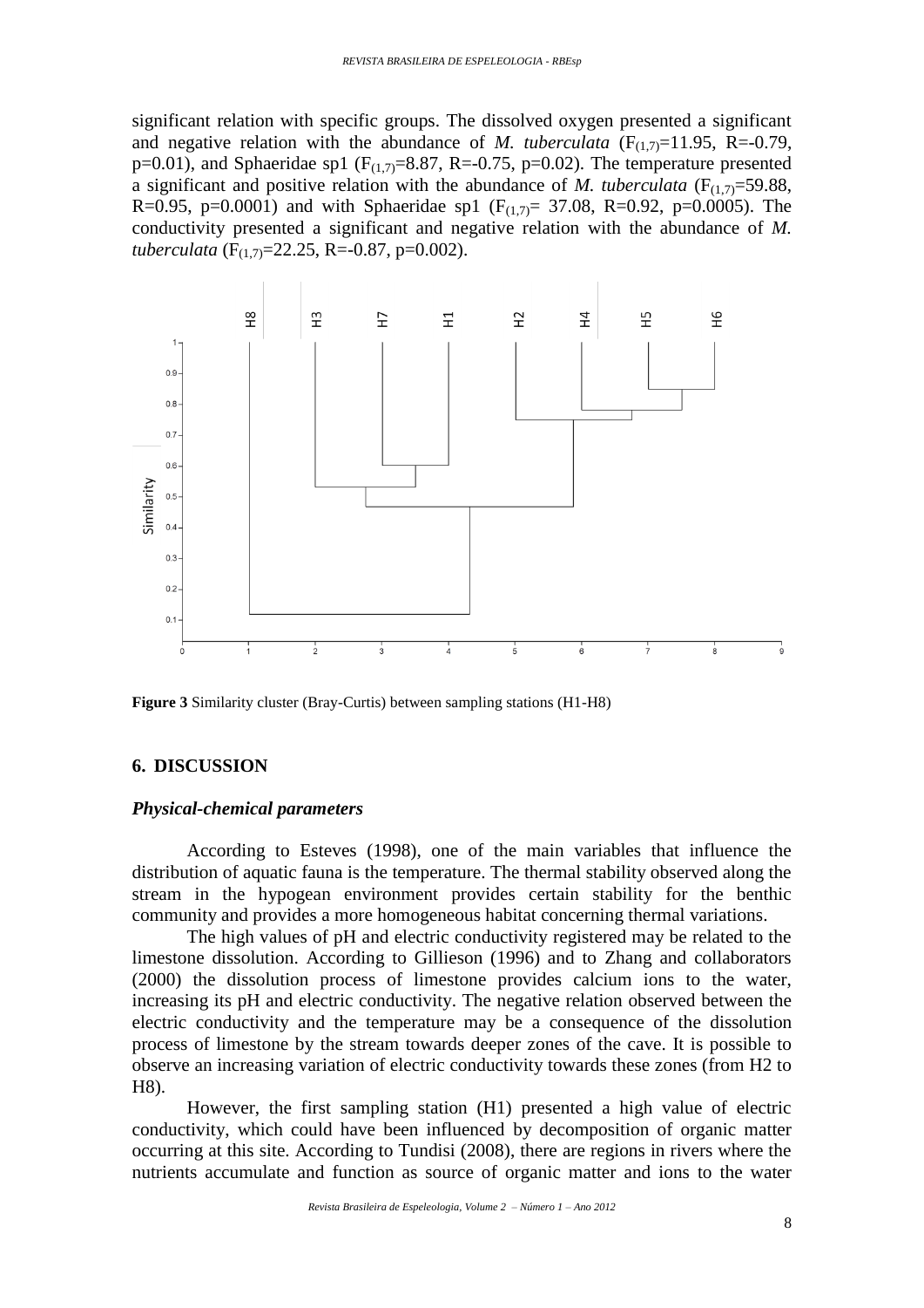significant relation with specific groups. The dissolved oxygen presented a significant and negative relation with the abundance of *M. tuberculata* ($F_{(1,7)}$=11.95, R=-0.79, p=0.01), and Sphaeridae sp1 ($F_{(1,7)}$=8.87, R=-0.75, p=0.02). The temperature presented a significant and positive relation with the abundance of *M. tuberculata* ($F_{(1,7)}$=59.88, R=0.95, p=0.0001) and with Sphaeridae sp1 ($F_{(1,7)}$= 37.08, R=0.92, p=0.0005). The conductivity presented a significant and negative relation with the abundance of *M. tuberculata* ($F_{(1,7)}$=22.25, R=-0.87, p=0.002).

**Figure 3** Similarity cluster (Bray-Curtis) between sampling stations (H1-H8)

## 6. DISCUSSION

### *Physical-chemical parameters*

According to Esteves (1998), one of the main variables that influence the distribution of aquatic fauna is the temperature. The thermal stability observed along the stream in the hypogean environment provides certain stability for the benthic community and provides a more homogeneous habitat concerning thermal variations.

The high values of pH and electric conductivity registered may be related to the limestone dissolution. According to Gillieson (1996) and to Zhang and collaborators (2000) the dissolution process of limestone provides calcium ions to the water, increasing its pH and electric conductivity. The negative relation observed between the electric conductivity and the temperature may be a consequence of the dissolution process of limestone by the stream towards deeper zones of the cave. It is possible to observe an increasing variation of electric conductivity towards these zones (from H2 to H8).

However, the first sampling station (H1) presented a high value of electric conductivity, which could have been influenced by decomposition of organic matter occurring at this site. According to Tundisi (2008), there are regions in rivers where the nutrients accumulate and function as source of organic matter and ions to the water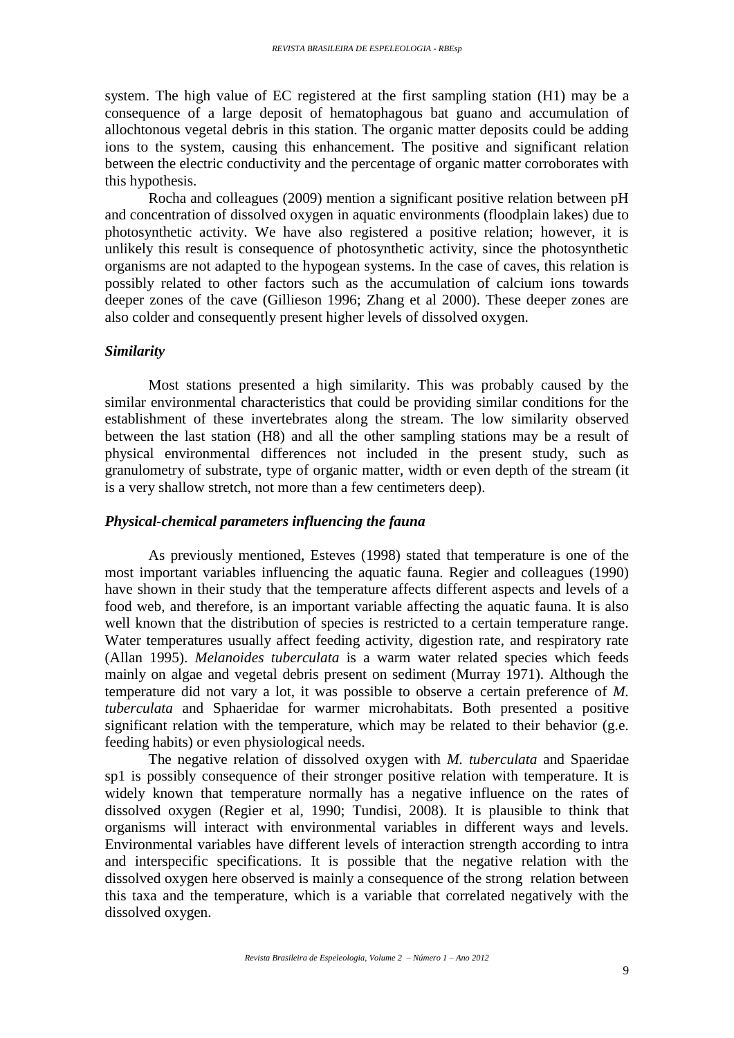system. The high value of EC registered at the first sampling station (H1) may be a consequence of a large deposit of hematophagous bat guano and accumulation of allochtonous vegetal debris in this station. The organic matter deposits could be adding ions to the system, causing this enhancement. The positive and significant relation between the electric conductivity and the percentage of organic matter corroborates with this hypothesis.

Rocha and colleagues (2009) mention a significant positive relation between pH and concentration of dissolved oxygen in aquatic environments (floodplain lakes) due to photosynthetic activity. We have also registered a positive relation; however, it is unlikely this result is consequence of photosynthetic activity, since the photosynthetic organisms are not adapted to the hypogean systems. In the case of caves, this relation is possibly related to other factors such as the accumulation of calcium ions towards deeper zones of the cave (Gillieson 1996; Zhang et al 2000). These deeper zones are also colder and consequently present higher levels of dissolved oxygen.

### *Similarity*

Most stations presented a high similarity. This was probably caused by the similar environmental characteristics that could be providing similar conditions for the establishment of these invertebrates along the stream. The low similarity observed between the last station (H8) and all the other sampling stations may be a result of physical environmental differences not included in the present study, such as granulometry of substrate, type of organic matter, width or even depth of the stream (it is a very shallow stretch, not more than a few centimeters deep).

### *Physical-chemical parameters influencing the fauna*

As previously mentioned, Esteves (1998) stated that temperature is one of the most important variables influencing the aquatic fauna. Regier and colleagues (1990) have shown in their study that the temperature affects different aspects and levels of a food web, and therefore, is an important variable affecting the aquatic fauna. It is also well known that the distribution of species is restricted to a certain temperature range. Water temperatures usually affect feeding activity, digestion rate, and respiratory rate (Allan 1995). *Melanoides tuberculata* is a warm water related species which feeds mainly on algae and vegetal debris present on sediment (Murray 1971). Although the temperature did not vary a lot, it was possible to observe a certain preference of *M. tuberculata* and Sphaeridae for warmer microhabitats. Both presented a positive significant relation with the temperature, which may be related to their behavior (g.e. feeding habits) or even physiological needs.

The negative relation of dissolved oxygen with *M. tuberculata* and Spaeridae sp1 is possibly consequence of their stronger positive relation with temperature. It is widely known that temperature normally has a negative influence on the rates of dissolved oxygen (Regier et al, 1990; Tundisi, 2008). It is plausible to think that organisms will interact with environmental variables in different ways and levels. Environmental variables have different levels of interaction strength according to intra and interspecific specifications. It is possible that the negative relation with the dissolved oxygen here observed is mainly a consequence of the strong relation between this taxa and the temperature, which is a variable that correlated negatively with the dissolved oxygen.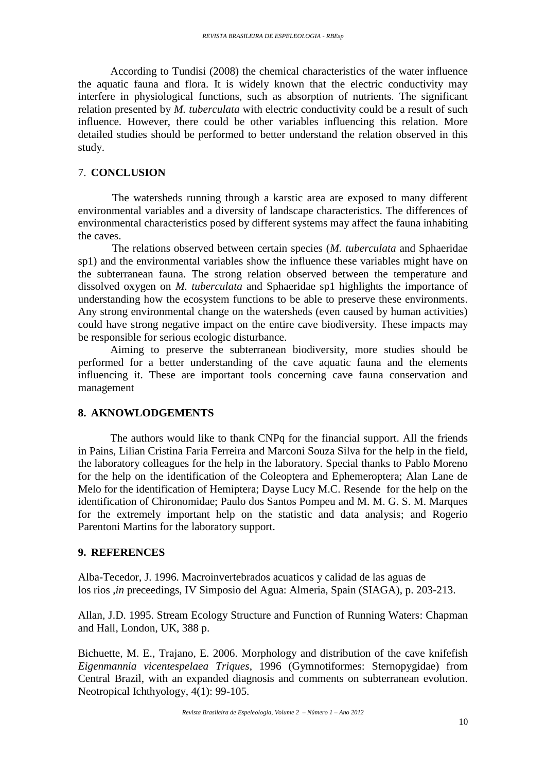According to Tundisi (2008) the chemical characteristics of the water influence the aquatic fauna and flora. It is widely known that the electric conductivity may interfere in physiological functions, such as absorption of nutrients. The significant relation presented by *M. tuberculata* with electric conductivity could be a result of such influence. However, there could be other variables influencing this relation. More detailed studies should be performed to better understand the relation observed in this study.

## 7. CONCLUSION

The watersheds running through a karstic area are exposed to many different environmental variables and a diversity of landscape characteristics. The differences of environmental characteristics posed by different systems may affect the fauna inhabiting the caves.

The relations observed between certain species (*M. tuberculata* and Sphaeridae sp1) and the environmental variables show the influence these variables might have on the subterranean fauna. The strong relation observed between the temperature and dissolved oxygen on *M. tuberculata* and Sphaeridae sp1 highlights the importance of understanding how the ecosystem functions to be able to preserve these environments. Any strong environmental change on the watersheds (even caused by human activities) could have strong negative impact on the entire cave biodiversity. These impacts may be responsible for serious ecologic disturbance.

Aiming to preserve the subterranean biodiversity, more studies should be performed for a better understanding of the cave aquatic fauna and the elements influencing it. These are important tools concerning cave fauna conservation and management

## 8. AKNOWLODGEMENTS

The authors would like to thank CNPq for the financial support. All the friends in Pains, Lilian Cristina Faria Ferreira and Marconi Souza Silva for the help in the field, the laboratory colleagues for the help in the laboratory. Special thanks to Pablo Moreno for the help on the identification of the Coleoptera and Ephemeroptera; Alan Lane de Melo for the identification of Hemiptera; Dayse Lucy M.C. Resende for the help on the identification of Chironomidae; Paulo dos Santos Pompeu and M. M. G. S. M. Marques for the extremely important help on the statistic and data analysis; and Rogerio Parentoni Martins for the laboratory support.

## 9. REFERENCES

Alba-Tecedor, J. 1996. Macroinvertebrados acuaticos y calidad de las aguas de los rios ,*in* preceedings, IV Simposio del Agua: Almeria, Spain (SIAGA), p. 203-213.

Allan, J.D. 1995. Stream Ecology Structure and Function of Running Waters: Chapman and Hall, London, UK, 388 p.

Bichuette, M. E., Trajano, E. 2006. Morphology and distribution of the cave knifefish *Eigenmannia vicentespelaea Triques*, 1996 (Gymnotiformes: Sternopygidae) from Central Brazil, with an expanded diagnosis and comments on subterranean evolution. Neotropical Ichthyology, 4(1): 99-105.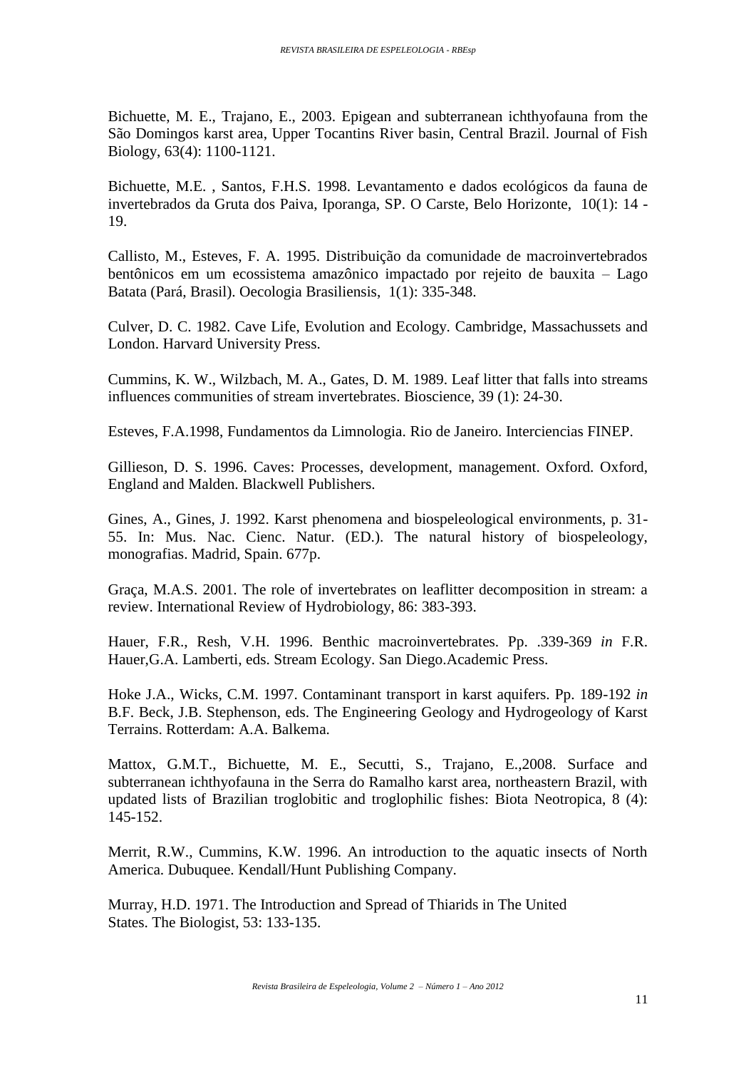Bichuette, M. E., Trajano, E., 2003. Epigean and subterranean ichthyofauna from the São Domingos karst area, Upper Tocantins River basin, Central Brazil. Journal of Fish Biology, 63(4): 1100-1121.

Bichuette, M.E. , Santos, F.H.S. 1998. Levantamento e dados ecológicos da fauna de invertebrados da Gruta dos Paiva, Iporanga, SP. O Carste, Belo Horizonte, 10(1): 14 - 19.

Callisto, M., Esteves, F. A. 1995. Distribuição da comunidade de macroinvertebrados bentônicos em um ecossistema amazônico impactado por rejeito de bauxita – Lago Batata (Pará, Brasil). Oecologia Brasiliensis, 1(1): 335-348.

Culver, D. C. 1982. Cave Life, Evolution and Ecology. Cambridge, Massachussets and London. Harvard University Press.

Cummins, K. W., Wilzbach, M. A., Gates, D. M. 1989. Leaf litter that falls into streams influences communities of stream invertebrates. Bioscience, 39 (1): 24-30.

Esteves, F.A.1998, Fundamentos da Limnologia. Rio de Janeiro. Interciencias FINEP.

Gillieson, D. S. 1996. Caves: Processes, development, management. Oxford. Oxford, England and Malden. Blackwell Publishers.

Gines, A., Gines, J. 1992. Karst phenomena and biospeleological environments, p. 31-55. In: Mus. Nac. Cienc. Natur. (ED.). The natural history of biospeleology, monografias. Madrid, Spain. 677p.

Graça, M.A.S. 2001. The role of invertebrates on leaflitter decomposition in stream: a review. International Review of Hydrobiology, 86: 383-393.

Hauer, F.R., Resh, V.H. 1996. Benthic macroinvertebrates. Pp. .339-369 *in* F.R. Hauer,G.A. Lamberti, eds. Stream Ecology. San Diego.Academic Press.

Hoke J.A., Wicks, C.M. 1997. Contaminant transport in karst aquifers. Pp. 189-192 *in* B.F. Beck, J.B. Stephenson, eds. The Engineering Geology and Hydrogeology of Karst Terrains. Rotterdam: A.A. Balkema.

Mattox, G.M.T., Bichuette, M. E., Secutti, S., Trajano, E.,2008. Surface and subterranean ichthyofauna in the Serra do Ramalho karst area, northeastern Brazil, with updated lists of Brazilian troglobitic and troglophilic fishes: Biota Neotropica, 8 (4): 145-152.

Merrit, R.W., Cummins, K.W. 1996. An introduction to the aquatic insects of North America. Dubuquee. Kendall/Hunt Publishing Company.

Murray, H.D. 1971. The Introduction and Spread of Thiarids in The United States. The Biologist, 53: 133-135.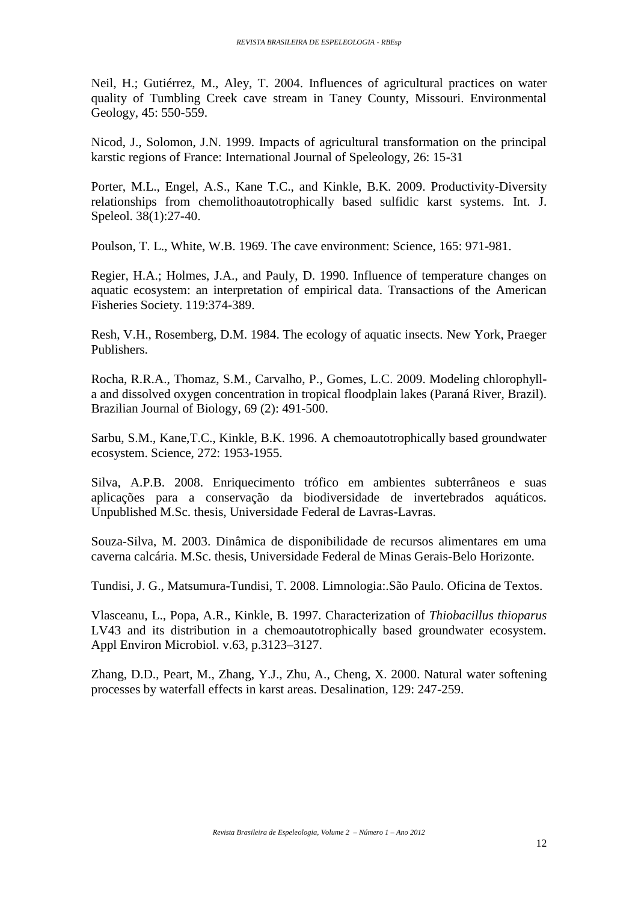Neil, H.; Gutiérrez, M., Aley, T. 2004. Influences of agricultural practices on water quality of Tumbling Creek cave stream in Taney County, Missouri. Environmental Geology, 45: 550-559.

Nicod, J., Solomon, J.N. 1999. Impacts of agricultural transformation on the principal karstic regions of France: International Journal of Speleology, 26: 15-31

Porter, M.L., Engel, A.S., Kane T.C., and Kinkle, B.K. 2009. Productivity-Diversity relationships from chemolithoautotrophically based sulfidic karst systems. Int. J. Speleol. 38(1):27-40.

Poulson, T. L., White, W.B. 1969. The cave environment: Science, 165: 971-981.

Regier, H.A.; Holmes, J.A., and Pauly, D. 1990. Influence of temperature changes on aquatic ecosystem: an interpretation of empirical data. Transactions of the American Fisheries Society. 119:374-389.

Resh, V.H., Rosemberg, D.M. 1984. The ecology of aquatic insects. New York, Praeger Publishers.

Rocha, R.R.A., Thomaz, S.M., Carvalho, P., Gomes, L.C. 2009. Modeling chlorophyll-a and dissolved oxygen concentration in tropical floodplain lakes (Paraná River, Brazil). Brazilian Journal of Biology, 69 (2): 491-500.

Sarbu, S.M., Kane,T.C., Kinkle, B.K. 1996. A chemoautotrophically based groundwater ecosystem. Science, 272: 1953-1955.

Silva, A.P.B. 2008. Enriquecimento trófico em ambientes subterrâneos e suas aplicações para a conservação da biodiversidade de invertebrados aquáticos. Unpublished M.Sc. thesis, Universidade Federal de Lavras-Lavras.

Souza-Silva, M. 2003. Dinâmica de disponibilidade de recursos alimentares em uma caverna calcária. M.Sc. thesis, Universidade Federal de Minas Gerais-Belo Horizonte.

Tundisi, J. G., Matsumura-Tundisi, T. 2008. Limnologia:.São Paulo. Oficina de Textos.

Vlasceanu, L., Popa, A.R., Kinkle, B. 1997. Characterization of *Thiobacillus thioparus* LV43 and its distribution in a chemoautotrophically based groundwater ecosystem. Appl Environ Microbiol. v.63, p.3123–3127.

Zhang, D.D., Peart, M., Zhang, Y.J., Zhu, A., Cheng, X. 2000. Natural water softening processes by waterfall effects in karst areas. Desalination, 129: 247-259.